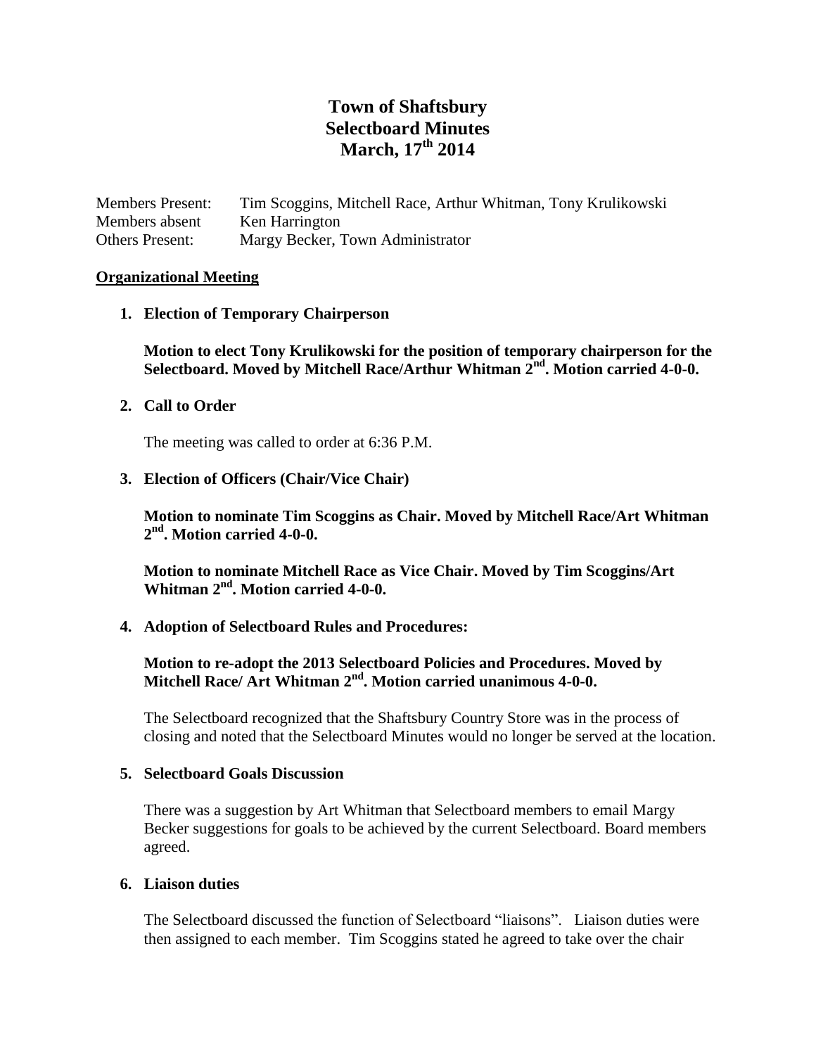# Town of Shaftsbury
# Selectboard Minutes
# March, 17th 2014

Members Present: Tim Scoggins, Mitchell Race, Arthur Whitman, Tony Krulikowski
Members absent Ken Harrington
Others Present: Margy Becker, Town Administrator

**Organizational Meeting**

1. **Election of Temporary Chairperson**

   **Motion to elect Tony Krulikowski for the position of temporary chairperson for the Selectboard. Moved by Mitchell Race/Arthur Whitman 2nd. Motion carried 4-0-0.**

2. **Call to Order**

   The meeting was called to order at 6:36 P.M.

3. **Election of Officers (Chair/Vice Chair)**

   **Motion to nominate Tim Scoggins as Chair. Moved by Mitchell Race/Art Whitman 2nd. Motion carried 4-0-0.**

   **Motion to nominate Mitchell Race as Vice Chair. Moved by Tim Scoggins/Art Whitman 2nd. Motion carried 4-0-0.**

4. **Adoption of Selectboard Rules and Procedures:**

   **Motion to re-adopt the 2013 Selectboard Policies and Procedures. Moved by Mitchell Race/ Art Whitman 2nd. Motion carried unanimous 4-0-0.**

   The Selectboard recognized that the Shaftsbury Country Store was in the process of closing and noted that the Selectboard Minutes would no longer be served at the location.

5. **Selectboard Goals Discussion**

   There was a suggestion by Art Whitman that Selectboard members to email Margy Becker suggestions for goals to be achieved by the current Selectboard. Board members agreed.

6. **Liaison duties**

   The Selectboard discussed the function of Selectboard "liaisons". Liaison duties were then assigned to each member. Tim Scoggins stated he agreed to take over the chair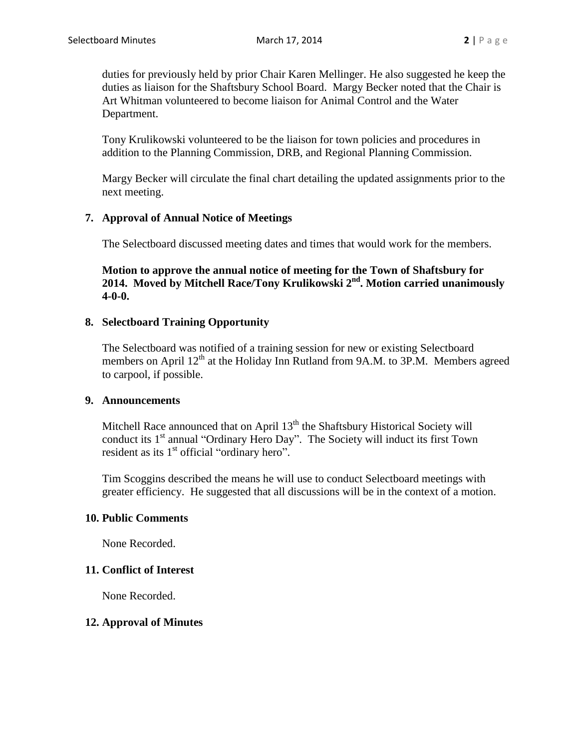duties for previously held by prior Chair Karen Mellinger. He also suggested he keep the duties as liaison for the Shaftsbury School Board. Margy Becker noted that the Chair is Art Whitman volunteered to become liaison for Animal Control and the Water Department.

Tony Krulikowski volunteered to be the liaison for town policies and procedures in addition to the Planning Commission, DRB, and Regional Planning Commission.

Margy Becker will circulate the final chart detailing the updated assignments prior to the next meeting.

**7. Approval of Annual Notice of Meetings**

The Selectboard discussed meeting dates and times that would work for the members.

**Motion to approve the annual notice of meeting for the Town of Shaftsbury for 2014. Moved by Mitchell Race/Tony Krulikowski 2nd. Motion carried unanimously 4-0-0.**

**8. Selectboard Training Opportunity**

The Selectboard was notified of a training session for new or existing Selectboard members on April 12th at the Holiday Inn Rutland from 9A.M. to 3P.M. Members agreed to carpool, if possible.

**9. Announcements**

Mitchell Race announced that on April 13th the Shaftsbury Historical Society will conduct its 1st annual "Ordinary Hero Day". The Society will induct its first Town resident as its 1st official "ordinary hero".

Tim Scoggins described the means he will use to conduct Selectboard meetings with greater efficiency. He suggested that all discussions will be in the context of a motion.

**10. Public Comments**

None Recorded.

**11. Conflict of Interest**

None Recorded.

**12. Approval of Minutes**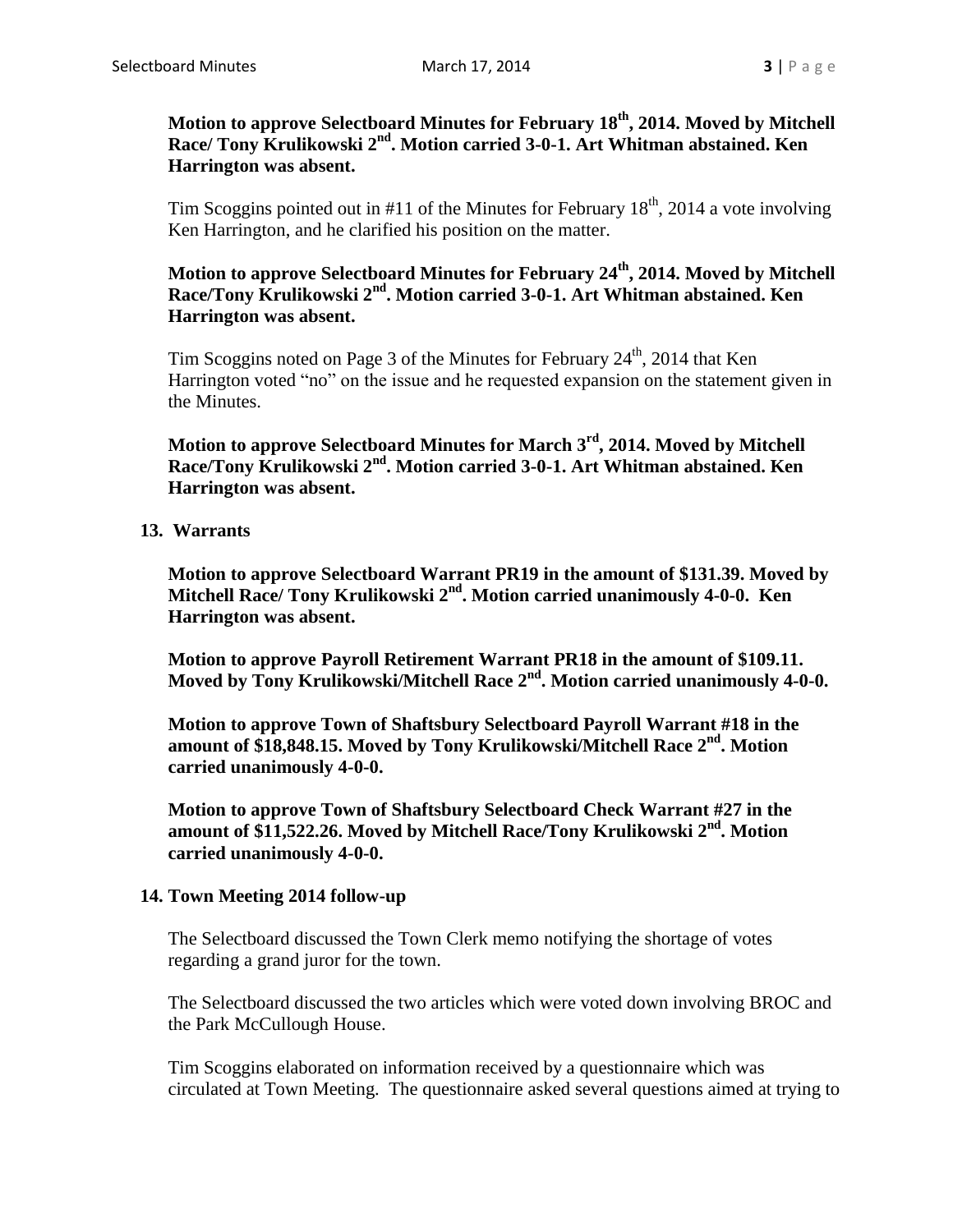**Motion to approve Selectboard Minutes for February 18th, 2014. Moved by Mitchell Race/ Tony Krulikowski 2nd. Motion carried 3-0-1. Art Whitman abstained. Ken Harrington was absent.**

Tim Scoggins pointed out in #11 of the Minutes for February 18th, 2014 a vote involving Ken Harrington, and he clarified his position on the matter.

**Motion to approve Selectboard Minutes for February 24th, 2014. Moved by Mitchell Race/Tony Krulikowski 2nd. Motion carried 3-0-1. Art Whitman abstained. Ken Harrington was absent.**

Tim Scoggins noted on Page 3 of the Minutes for February 24th, 2014 that Ken Harrington voted "no" on the issue and he requested expansion on the statement given in the Minutes.

**Motion to approve Selectboard Minutes for March 3rd, 2014. Moved by Mitchell Race/Tony Krulikowski 2nd. Motion carried 3-0-1. Art Whitman abstained. Ken Harrington was absent.**

**13. Warrants**

**Motion to approve Selectboard Warrant PR19 in the amount of $131.39. Moved by Mitchell Race/ Tony Krulikowski 2nd. Motion carried unanimously 4-0-0. Ken Harrington was absent.**

**Motion to approve Payroll Retirement Warrant PR18 in the amount of $109.11. Moved by Tony Krulikowski/Mitchell Race 2nd. Motion carried unanimously 4-0-0.**

**Motion to approve Town of Shaftsbury Selectboard Payroll Warrant #18 in the amount of $18,848.15. Moved by Tony Krulikowski/Mitchell Race 2nd. Motion carried unanimously 4-0-0.**

**Motion to approve Town of Shaftsbury Selectboard Check Warrant #27 in the amount of $11,522.26. Moved by Mitchell Race/Tony Krulikowski 2nd. Motion carried unanimously 4-0-0.**

**14. Town Meeting 2014 follow-up**

The Selectboard discussed the Town Clerk memo notifying the shortage of votes regarding a grand juror for the town.

The Selectboard discussed the two articles which were voted down involving BROC and the Park McCullough House.

Tim Scoggins elaborated on information received by a questionnaire which was circulated at Town Meeting. The questionnaire asked several questions aimed at trying to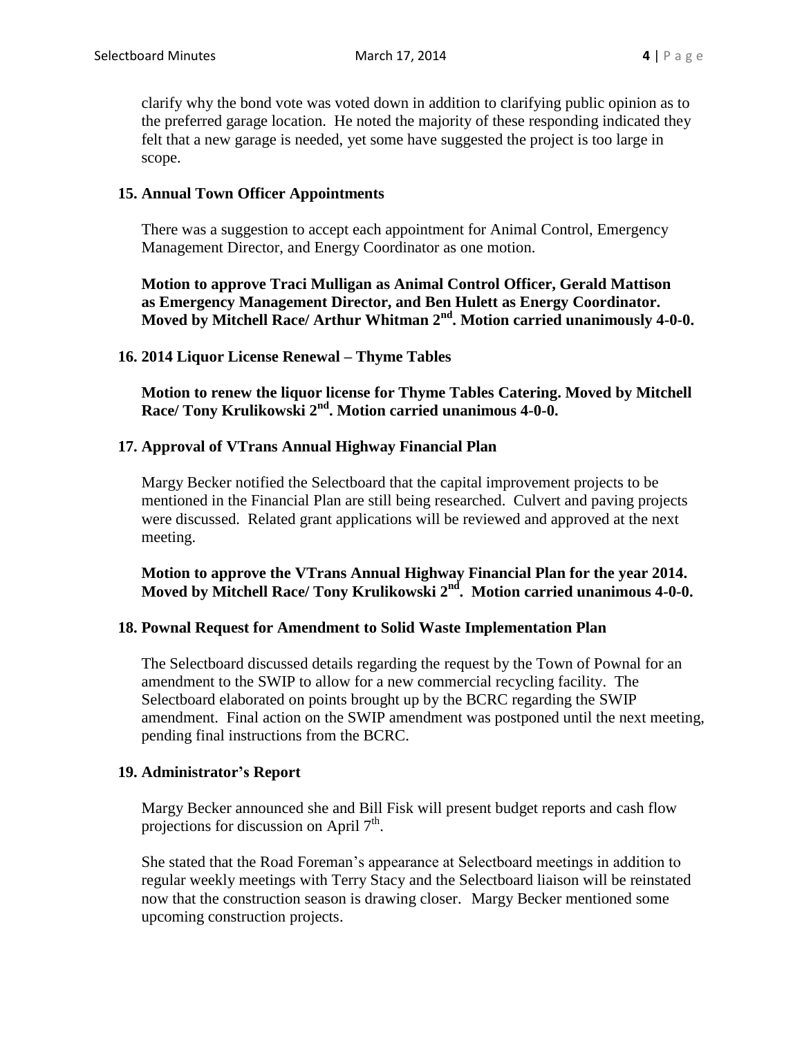clarify why the bond vote was voted down in addition to clarifying public opinion as to the preferred garage location. He noted the majority of these responding indicated they felt that a new garage is needed, yet some have suggested the project is too large in scope.

### 15. Annual Town Officer Appointments

There was a suggestion to accept each appointment for Animal Control, Emergency Management Director, and Energy Coordinator as one motion.

**Motion to approve Traci Mulligan as Animal Control Officer, Gerald Mattison as Emergency Management Director, and Ben Hulett as Energy Coordinator. Moved by Mitchell Race/ Arthur Whitman 2nd. Motion carried unanimously 4-0-0.**

### 16. 2014 Liquor License Renewal – Thyme Tables

**Motion to renew the liquor license for Thyme Tables Catering. Moved by Mitchell Race/ Tony Krulikowski 2nd. Motion carried unanimous 4-0-0.**

### 17. Approval of VTrans Annual Highway Financial Plan

Margy Becker notified the Selectboard that the capital improvement projects to be mentioned in the Financial Plan are still being researched. Culvert and paving projects were discussed. Related grant applications will be reviewed and approved at the next meeting.

**Motion to approve the VTrans Annual Highway Financial Plan for the year 2014. Moved by Mitchell Race/ Tony Krulikowski 2nd. Motion carried unanimous 4-0-0.**

### 18. Pownal Request for Amendment to Solid Waste Implementation Plan

The Selectboard discussed details regarding the request by the Town of Pownal for an amendment to the SWIP to allow for a new commercial recycling facility. The Selectboard elaborated on points brought up by the BCRC regarding the SWIP amendment. Final action on the SWIP amendment was postponed until the next meeting, pending final instructions from the BCRC.

### 19. Administrator's Report

Margy Becker announced she and Bill Fisk will present budget reports and cash flow projections for discussion on April 7th.

She stated that the Road Foreman's appearance at Selectboard meetings in addition to regular weekly meetings with Terry Stacy and the Selectboard liaison will be reinstated now that the construction season is drawing closer. Margy Becker mentioned some upcoming construction projects.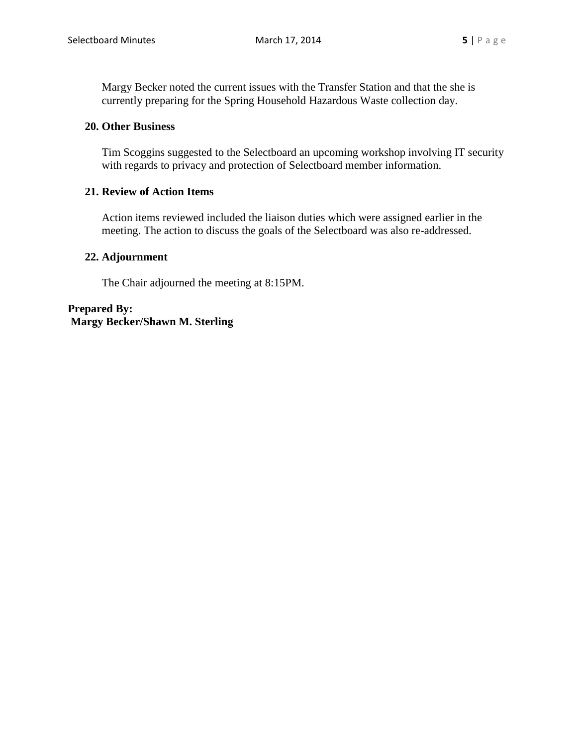Margy Becker noted the current issues with the Transfer Station and that the she is currently preparing for the Spring Household Hazardous Waste collection day.

### 20. Other Business

Tim Scoggins suggested to the Selectboard an upcoming workshop involving IT security with regards to privacy and protection of Selectboard member information.

### 21. Review of Action Items

Action items reviewed included the liaison duties which were assigned earlier in the meeting. The action to discuss the goals of the Selectboard was also re-addressed.

### 22. Adjournment

The Chair adjourned the meeting at 8:15PM.

**Prepared By:**
**Margy Becker/Shawn M. Sterling**